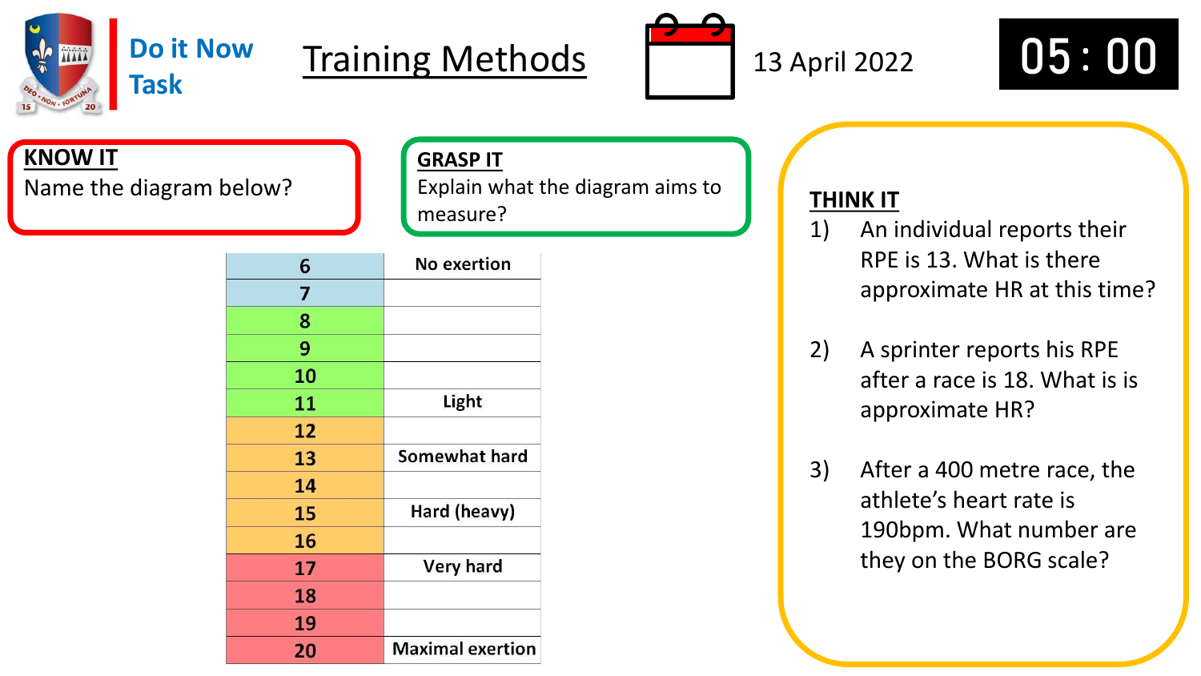# Do it Now Task

## Training Methods

13 April 2022

05 : 00

**KNOW IT**
Name the diagram below?

**GRASP IT**
Explain what the diagram aims to measure?

| | |
|---|---|
| 6 | No exertion |
| 7 | |
| 8 | |
| 9 | |
| 10 | |
| 11 | Light |
| 12 | |
| 13 | Somewhat hard |
| 14 | |
| 15 | Hard (heavy) |
| 16 | |
| 17 | Very hard |
| 18 | |
| 19 | |
| 20 | Maximal exertion |

**THINK IT**

1) An individual reports their RPE is 13. What is there approximate HR at this time?

2) A sprinter reports his RPE after a race is 18. What is is approximate HR?

3) After a 400 metre race, the athlete's heart rate is 190bpm. What number are they on the BORG scale?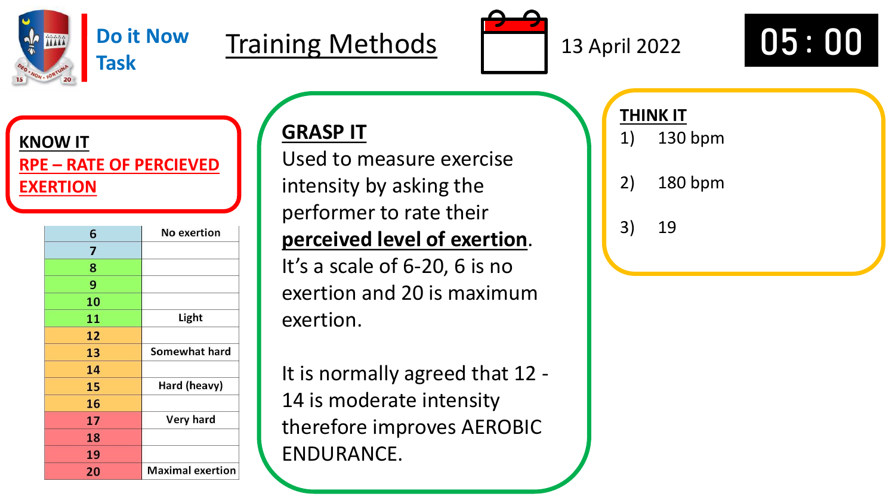Do it Now Task

# Training Methods

13 April 2022

05 : 00

## KNOW IT

**RPE – RATE OF PERCIEVED EXERTION**

| | |
|---|---|
| 6 | No exertion |
| 7 | |
| 8 | |
| 9 | |
| 10 | |
| 11 | Light |
| 12 | |
| 13 | Somewhat hard |
| 14 | |
| 15 | Hard (heavy) |
| 16 | |
| 17 | Very hard |
| 18 | |
| 19 | |
| 20 | Maximal exertion |

## GRASP IT

Used to measure exercise intensity by asking the performer to rate their **perceived level of exertion**. It's a scale of 6-20, 6 is no exertion and 20 is maximum exertion.

It is normally agreed that 12 - 14 is moderate intensity therefore improves AEROBIC ENDURANCE.

## THINK IT

1) 130 bpm
2) 180 bpm
3) 19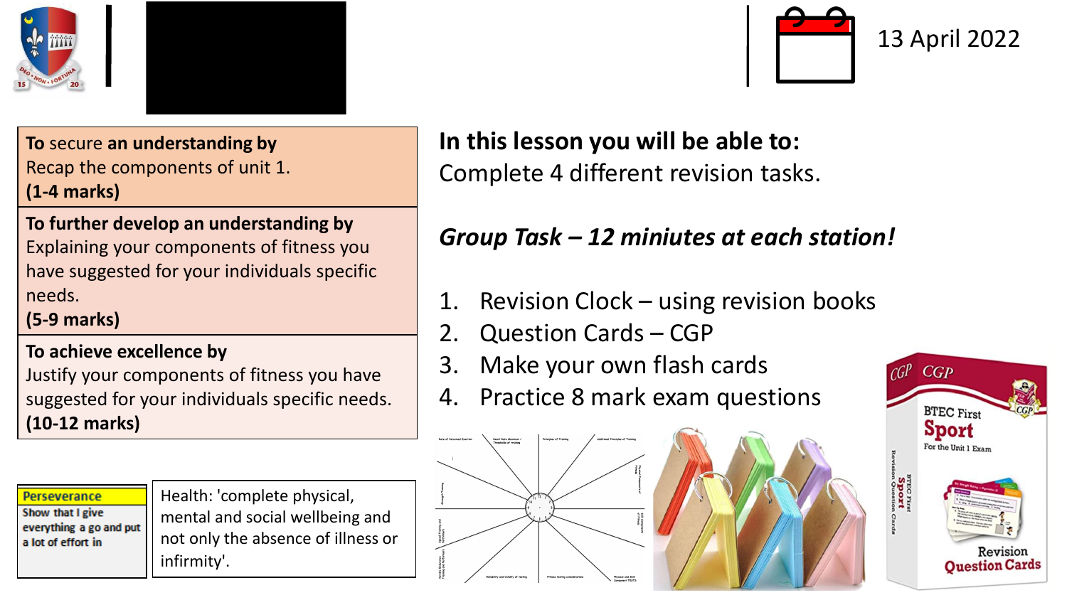13 April 2022

**To** secure **an understanding by**
Recap the components of unit 1.
**(1-4 marks)**

**To further develop an understanding by**
Explaining your components of fitness you have suggested for your individuals specific needs.
**(5-9 marks)**

**To achieve excellence by**
Justify your components of fitness you have suggested for your individuals specific needs.
**(10-12 marks)**

**Perseverance**
Show that I give everything a go and put a lot of effort in

Health: 'complete physical, mental and social wellbeing and not only the absence of illness or infirmity'.

**In this lesson you will be able to:**
Complete 4 different revision tasks.

***Group Task – 12 miniutes at each station!***

1. Revision Clock – using revision books
2. Question Cards – CGP
3. Make your own flash cards
4. Practice 8 mark exam questions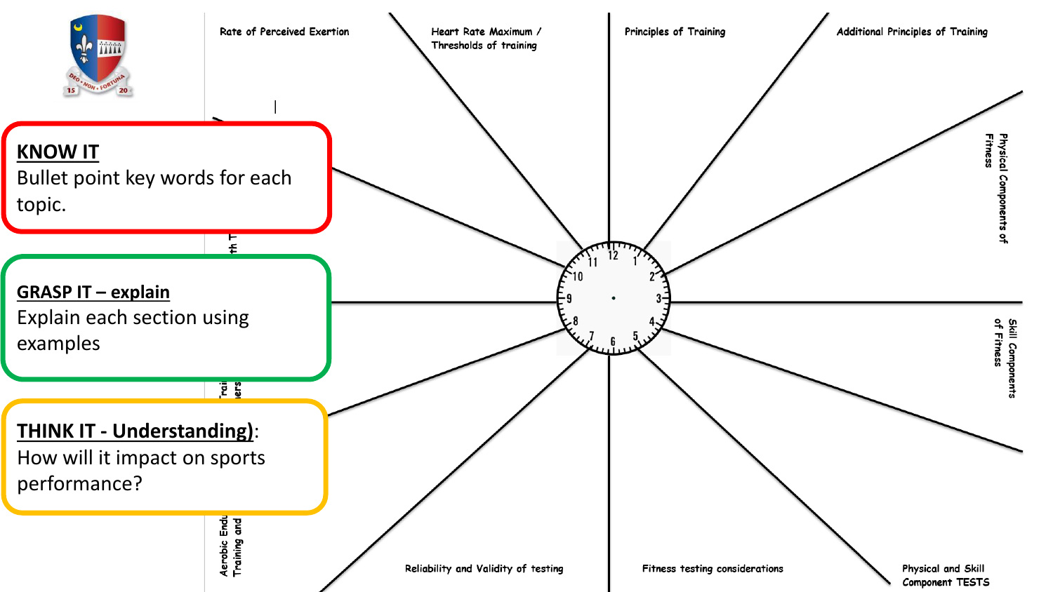**KNOW IT**
Bullet point key words for each topic.

**GRASP IT – explain**
Explain each section using examples

**THINK IT - Understanding)**:
How will it impact on sports performance?

Rate of Perceived Exertion

Heart Rate Maximum / Thresholds of training

Principles of Training

Additional Principles of Training

Physical Components of Fitness

Skill Components of Fitness

Physical and Skill Component TESTS

Fitness testing considerations

Reliability and Validity of testing

Aerobic Endu... Training and...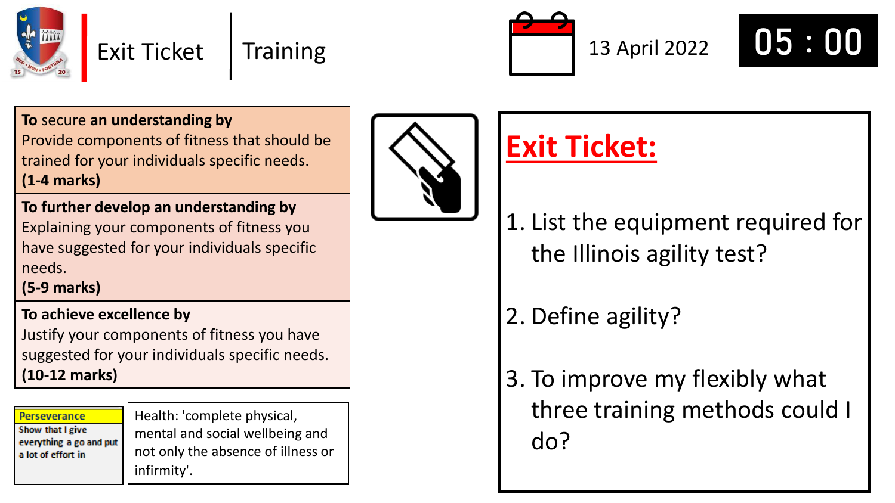Exit Ticket | Training

13 April 2022

05 : 00

**To** secure **an understanding by**
Provide components of fitness that should be trained for your individuals specific needs.
**(1-4 marks)**

**To further develop an understanding by**
Explaining your components of fitness you have suggested for your individuals specific needs.
**(5-9 marks)**

**To achieve excellence by**
Justify your components of fitness you have suggested for your individuals specific needs.
**(10-12 marks)**

**Perseverance**
Show that I give everything a go and put a lot of effort in

Health: 'complete physical, mental and social wellbeing and not only the absence of illness or infirmity'.

# Exit Ticket:

1. List the equipment required for the Illinois agility test?
2. Define agility?
3. To improve my flexibly what three training methods could I do?